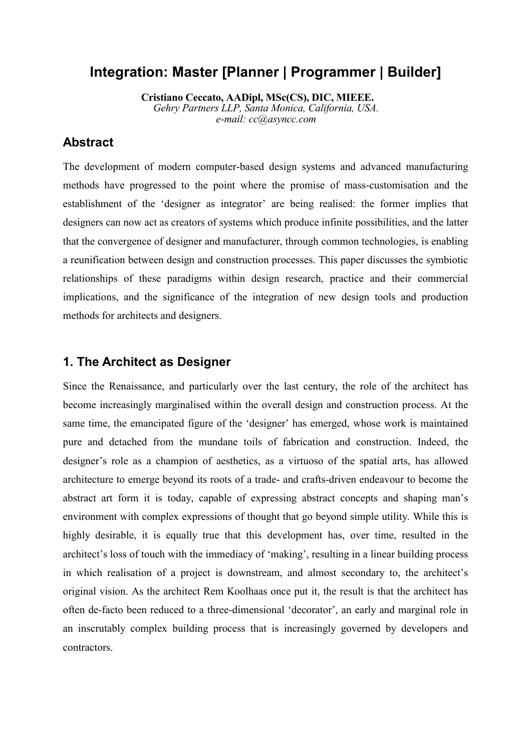# Integration: Master [Planner | Programmer | Builder]

**Cristiano Ceccato, AADipl, MSc(CS), DIC, MIEEE.**
*Gehry Partners LLP, Santa Monica, California, USA.*
*e-mail: cc@asyncc.com*

## Abstract

The development of modern computer-based design systems and advanced manufacturing methods have progressed to the point where the promise of mass-customisation and the establishment of the 'designer as integrator' are being realised: the former implies that designers can now act as creators of systems which produce infinite possibilities, and the latter that the convergence of designer and manufacturer, through common technologies, is enabling a reunification between design and construction processes. This paper discusses the symbiotic relationships of these paradigms within design research, practice and their commercial implications, and the significance of the integration of new design tools and production methods for architects and designers.

## 1. The Architect as Designer

Since the Renaissance, and particularly over the last century, the role of the architect has become increasingly marginalised within the overall design and construction process. At the same time, the emancipated figure of the 'designer' has emerged, whose work is maintained pure and detached from the mundane toils of fabrication and construction. Indeed, the designer's role as a champion of aesthetics, as a virtuoso of the spatial arts, has allowed architecture to emerge beyond its roots of a trade- and crafts-driven endeavour to become the abstract art form it is today, capable of expressing abstract concepts and shaping man's environment with complex expressions of thought that go beyond simple utility. While this is highly desirable, it is equally true that this development has, over time, resulted in the architect's loss of touch with the immediacy of 'making', resulting in a linear building process in which realisation of a project is downstream, and almost secondary to, the architect's original vision. As the architect Rem Koolhaas once put it, the result is that the architect has often de-facto been reduced to a three-dimensional 'decorator', an early and marginal role in an inscrutably complex building process that is increasingly governed by developers and contractors.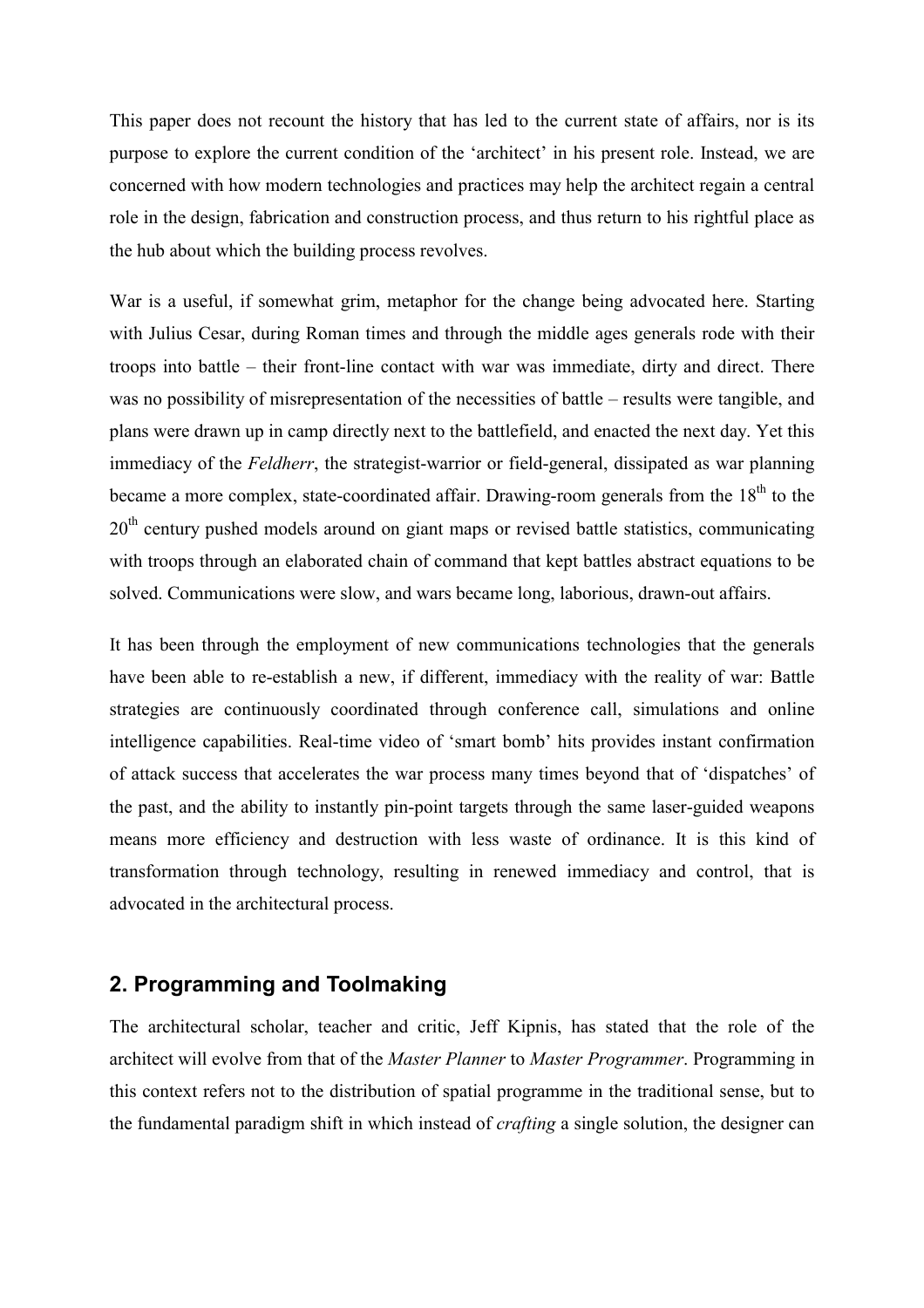This paper does not recount the history that has led to the current state of affairs, nor is its purpose to explore the current condition of the 'architect' in his present role. Instead, we are concerned with how modern technologies and practices may help the architect regain a central role in the design, fabrication and construction process, and thus return to his rightful place as the hub about which the building process revolves.

War is a useful, if somewhat grim, metaphor for the change being advocated here. Starting with Julius Cesar, during Roman times and through the middle ages generals rode with their troops into battle – their front-line contact with war was immediate, dirty and direct. There was no possibility of misrepresentation of the necessities of battle – results were tangible, and plans were drawn up in camp directly next to the battlefield, and enacted the next day. Yet this immediacy of the *Feldherr*, the strategist-warrior or field-general, dissipated as war planning became a more complex, state-coordinated affair. Drawing-room generals from the 18th to the 20th century pushed models around on giant maps or revised battle statistics, communicating with troops through an elaborated chain of command that kept battles abstract equations to be solved. Communications were slow, and wars became long, laborious, drawn-out affairs.

It has been through the employment of new communications technologies that the generals have been able to re-establish a new, if different, immediacy with the reality of war: Battle strategies are continuously coordinated through conference call, simulations and online intelligence capabilities. Real-time video of 'smart bomb' hits provides instant confirmation of attack success that accelerates the war process many times beyond that of 'dispatches' of the past, and the ability to instantly pin-point targets through the same laser-guided weapons means more efficiency and destruction with less waste of ordinance. It is this kind of transformation through technology, resulting in renewed immediacy and control, that is advocated in the architectural process.

## 2. Programming and Toolmaking

The architectural scholar, teacher and critic, Jeff Kipnis, has stated that the role of the architect will evolve from that of the *Master Planner* to *Master Programmer*. Programming in this context refers not to the distribution of spatial programme in the traditional sense, but to the fundamental paradigm shift in which instead of *crafting* a single solution, the designer can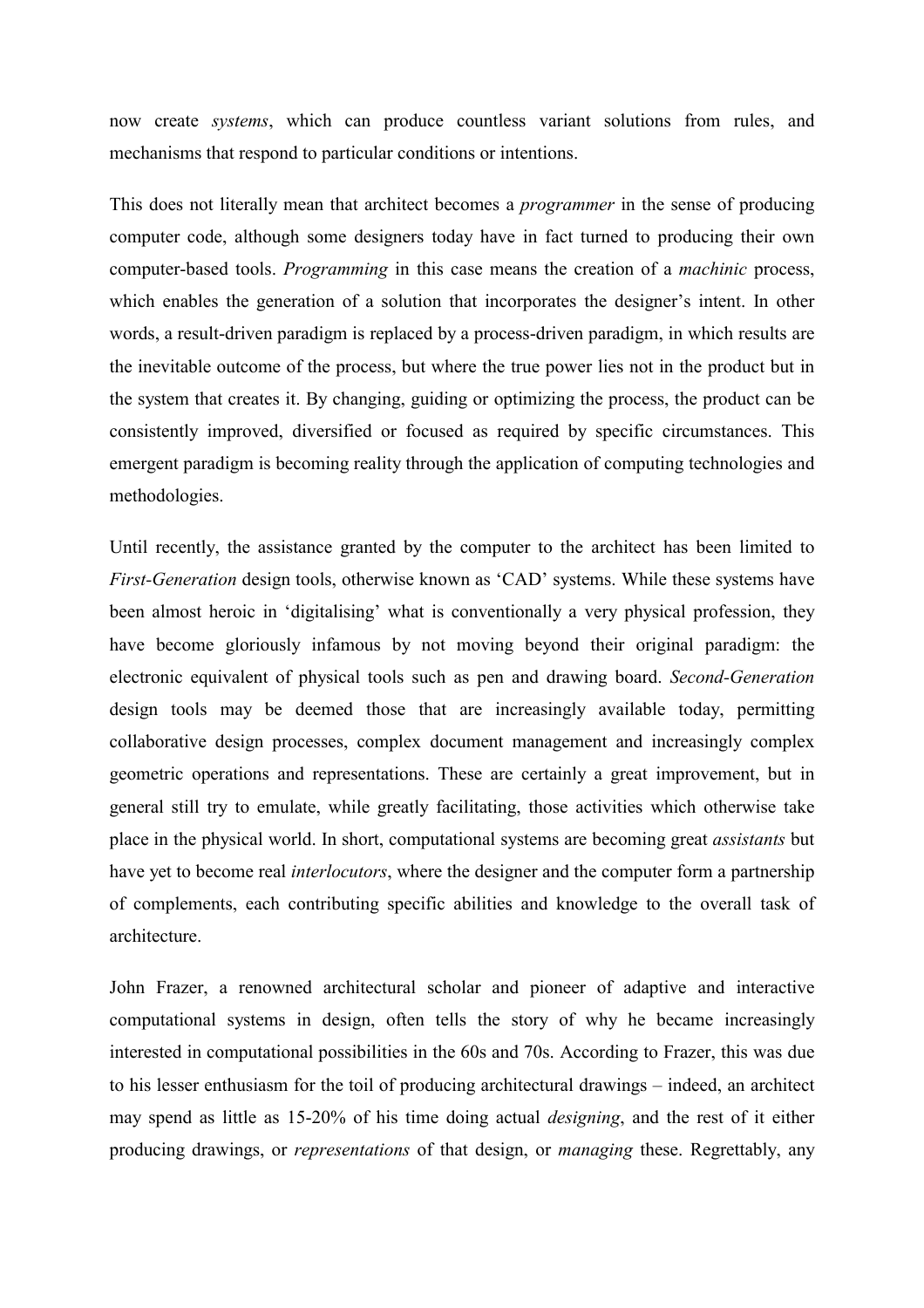now create *systems*, which can produce countless variant solutions from rules, and mechanisms that respond to particular conditions or intentions.

This does not literally mean that architect becomes a *programmer* in the sense of producing computer code, although some designers today have in fact turned to producing their own computer-based tools. *Programming* in this case means the creation of a *machinic* process, which enables the generation of a solution that incorporates the designer's intent. In other words, a result-driven paradigm is replaced by a process-driven paradigm, in which results are the inevitable outcome of the process, but where the true power lies not in the product but in the system that creates it. By changing, guiding or optimizing the process, the product can be consistently improved, diversified or focused as required by specific circumstances. This emergent paradigm is becoming reality through the application of computing technologies and methodologies.

Until recently, the assistance granted by the computer to the architect has been limited to *First-Generation* design tools, otherwise known as 'CAD' systems. While these systems have been almost heroic in 'digitalising' what is conventionally a very physical profession, they have become gloriously infamous by not moving beyond their original paradigm: the electronic equivalent of physical tools such as pen and drawing board. *Second-Generation* design tools may be deemed those that are increasingly available today, permitting collaborative design processes, complex document management and increasingly complex geometric operations and representations. These are certainly a great improvement, but in general still try to emulate, while greatly facilitating, those activities which otherwise take place in the physical world. In short, computational systems are becoming great *assistants* but have yet to become real *interlocutors*, where the designer and the computer form a partnership of complements, each contributing specific abilities and knowledge to the overall task of architecture.

John Frazer, a renowned architectural scholar and pioneer of adaptive and interactive computational systems in design, often tells the story of why he became increasingly interested in computational possibilities in the 60s and 70s. According to Frazer, this was due to his lesser enthusiasm for the toil of producing architectural drawings – indeed, an architect may spend as little as 15-20% of his time doing actual *designing*, and the rest of it either producing drawings, or *representations* of that design, or *managing* these. Regrettably, any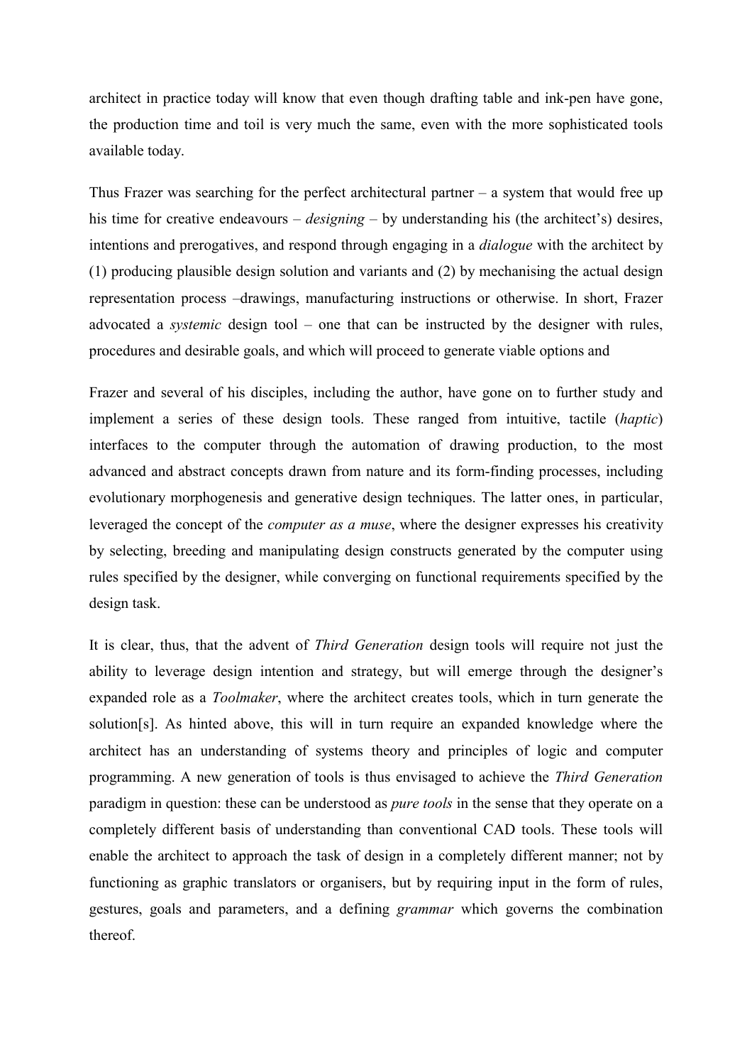architect in practice today will know that even though drafting table and ink-pen have gone, the production time and toil is very much the same, even with the more sophisticated tools available today.

Thus Frazer was searching for the perfect architectural partner – a system that would free up his time for creative endeavours – *designing* – by understanding his (the architect's) desires, intentions and prerogatives, and respond through engaging in a *dialogue* with the architect by (1) producing plausible design solution and variants and (2) by mechanising the actual design representation process –drawings, manufacturing instructions or otherwise. In short, Frazer advocated a *systemic* design tool – one that can be instructed by the designer with rules, procedures and desirable goals, and which will proceed to generate viable options and

Frazer and several of his disciples, including the author, have gone on to further study and implement a series of these design tools. These ranged from intuitive, tactile (*haptic*) interfaces to the computer through the automation of drawing production, to the most advanced and abstract concepts drawn from nature and its form-finding processes, including evolutionary morphogenesis and generative design techniques. The latter ones, in particular, leveraged the concept of the *computer as a muse*, where the designer expresses his creativity by selecting, breeding and manipulating design constructs generated by the computer using rules specified by the designer, while converging on functional requirements specified by the design task.

It is clear, thus, that the advent of *Third Generation* design tools will require not just the ability to leverage design intention and strategy, but will emerge through the designer's expanded role as a *Toolmaker*, where the architect creates tools, which in turn generate the solution[s]. As hinted above, this will in turn require an expanded knowledge where the architect has an understanding of systems theory and principles of logic and computer programming. A new generation of tools is thus envisaged to achieve the *Third Generation* paradigm in question: these can be understood as *pure tools* in the sense that they operate on a completely different basis of understanding than conventional CAD tools. These tools will enable the architect to approach the task of design in a completely different manner; not by functioning as graphic translators or organisers, but by requiring input in the form of rules, gestures, goals and parameters, and a defining *grammar* which governs the combination thereof.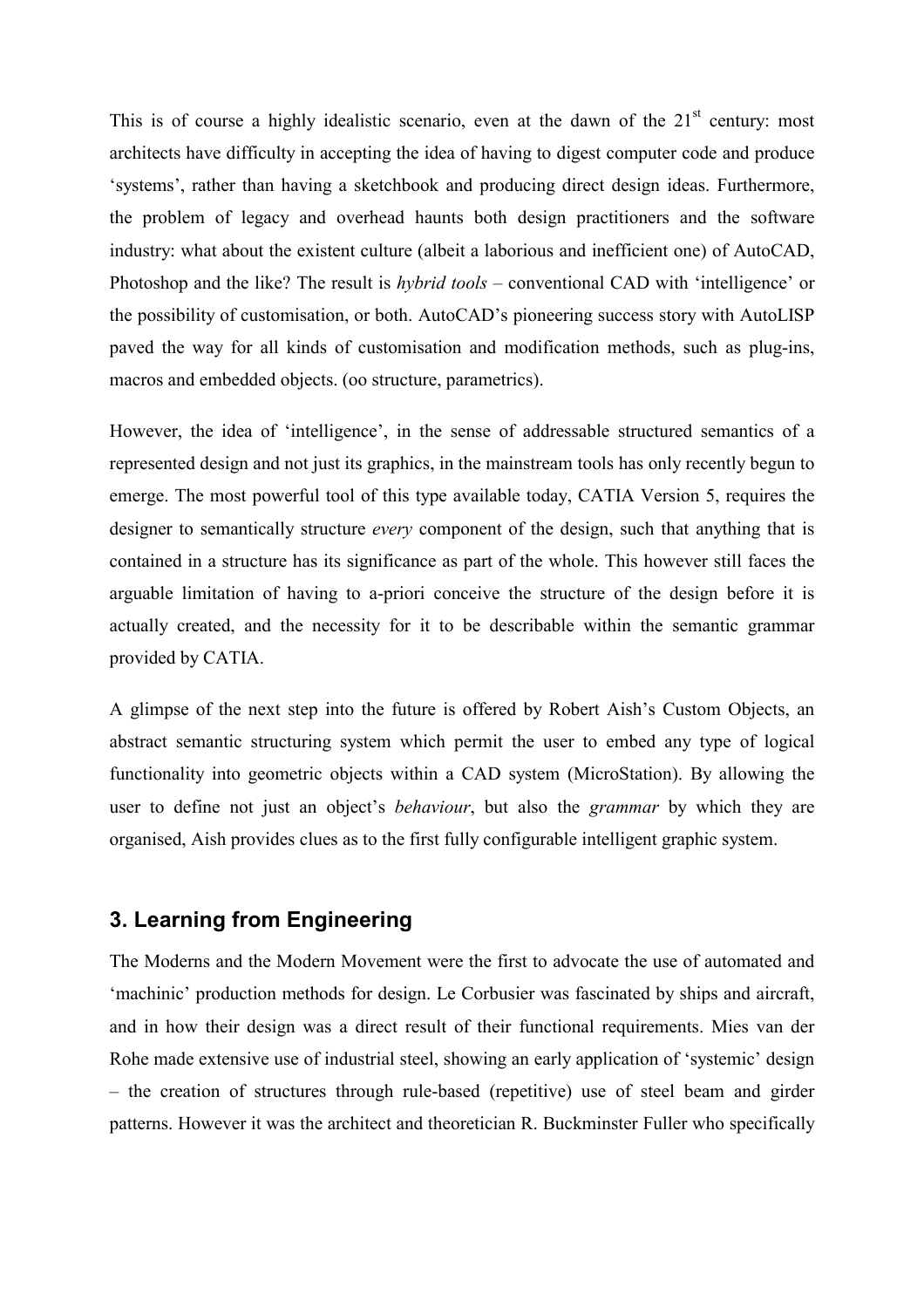This is of course a highly idealistic scenario, even at the dawn of the 21st century: most architects have difficulty in accepting the idea of having to digest computer code and produce 'systems', rather than having a sketchbook and producing direct design ideas. Furthermore, the problem of legacy and overhead haunts both design practitioners and the software industry: what about the existent culture (albeit a laborious and inefficient one) of AutoCAD, Photoshop and the like? The result is *hybrid tools* – conventional CAD with 'intelligence' or the possibility of customisation, or both. AutoCAD's pioneering success story with AutoLISP paved the way for all kinds of customisation and modification methods, such as plug-ins, macros and embedded objects. (oo structure, parametrics).

However, the idea of 'intelligence', in the sense of addressable structured semantics of a represented design and not just its graphics, in the mainstream tools has only recently begun to emerge. The most powerful tool of this type available today, CATIA Version 5, requires the designer to semantically structure *every* component of the design, such that anything that is contained in a structure has its significance as part of the whole. This however still faces the arguable limitation of having to a-priori conceive the structure of the design before it is actually created, and the necessity for it to be describable within the semantic grammar provided by CATIA.

A glimpse of the next step into the future is offered by Robert Aish's Custom Objects, an abstract semantic structuring system which permit the user to embed any type of logical functionality into geometric objects within a CAD system (MicroStation). By allowing the user to define not just an object's *behaviour*, but also the *grammar* by which they are organised, Aish provides clues as to the first fully configurable intelligent graphic system.

## 3. Learning from Engineering

The Moderns and the Modern Movement were the first to advocate the use of automated and 'machinic' production methods for design. Le Corbusier was fascinated by ships and aircraft, and in how their design was a direct result of their functional requirements. Mies van der Rohe made extensive use of industrial steel, showing an early application of 'systemic' design – the creation of structures through rule-based (repetitive) use of steel beam and girder patterns. However it was the architect and theoretician R. Buckminster Fuller who specifically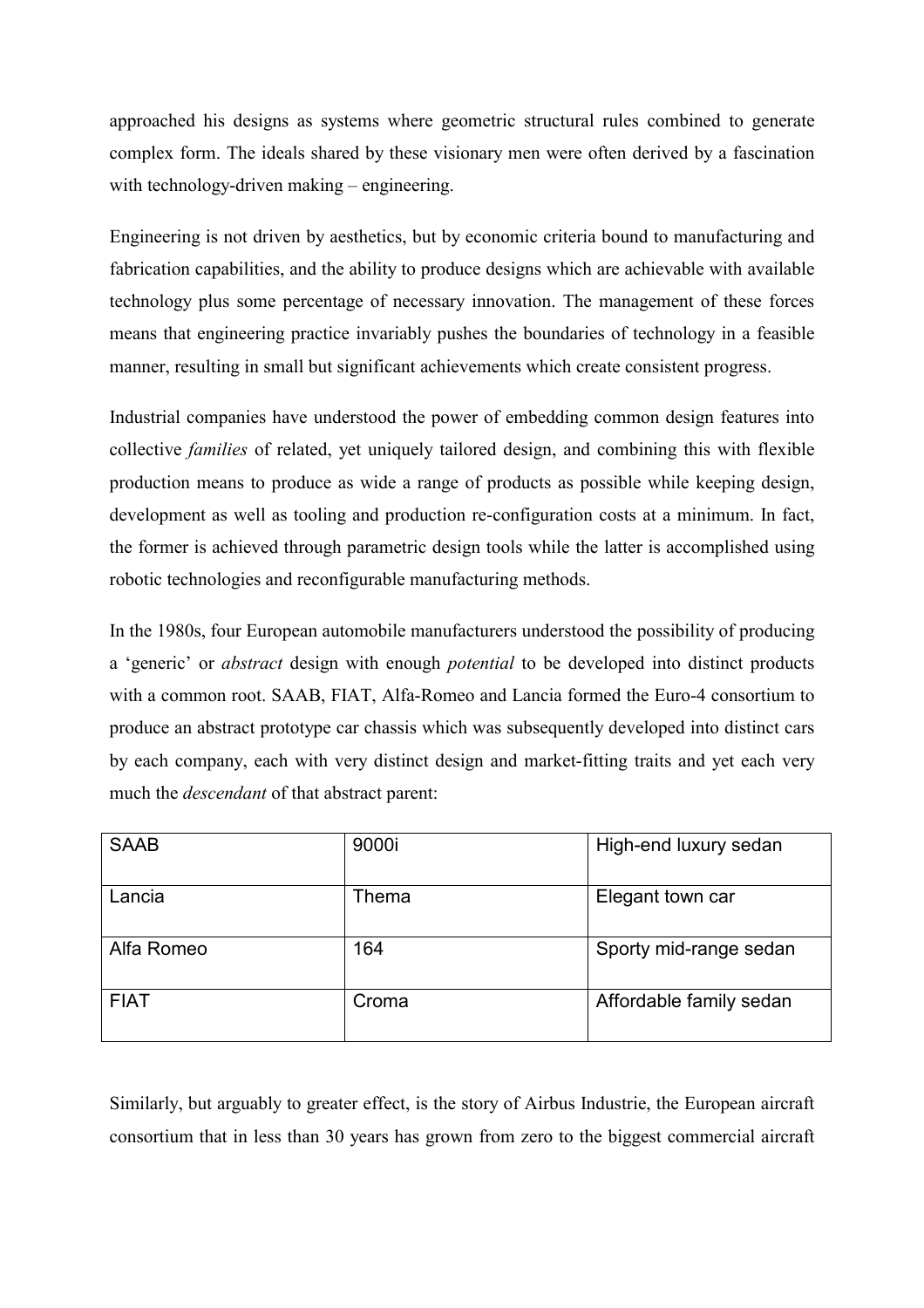approached his designs as systems where geometric structural rules combined to generate complex form. The ideals shared by these visionary men were often derived by a fascination with technology-driven making – engineering.

Engineering is not driven by aesthetics, but by economic criteria bound to manufacturing and fabrication capabilities, and the ability to produce designs which are achievable with available technology plus some percentage of necessary innovation. The management of these forces means that engineering practice invariably pushes the boundaries of technology in a feasible manner, resulting in small but significant achievements which create consistent progress.

Industrial companies have understood the power of embedding common design features into collective *families* of related, yet uniquely tailored design, and combining this with flexible production means to produce as wide a range of products as possible while keeping design, development as well as tooling and production re-configuration costs at a minimum. In fact, the former is achieved through parametric design tools while the latter is accomplished using robotic technologies and reconfigurable manufacturing methods.

In the 1980s, four European automobile manufacturers understood the possibility of producing a 'generic' or *abstract* design with enough *potential* to be developed into distinct products with a common root. SAAB, FIAT, Alfa-Romeo and Lancia formed the Euro-4 consortium to produce an abstract prototype car chassis which was subsequently developed into distinct cars by each company, each with very distinct design and market-fitting traits and yet each very much the *descendant* of that abstract parent:

| SAAB | 9000i | High-end luxury sedan |
|---|---|---|
| Lancia | Thema | Elegant town car |
| Alfa Romeo | 164 | Sporty mid-range sedan |
| FIAT | Croma | Affordable family sedan |

Similarly, but arguably to greater effect, is the story of Airbus Industrie, the European aircraft consortium that in less than 30 years has grown from zero to the biggest commercial aircraft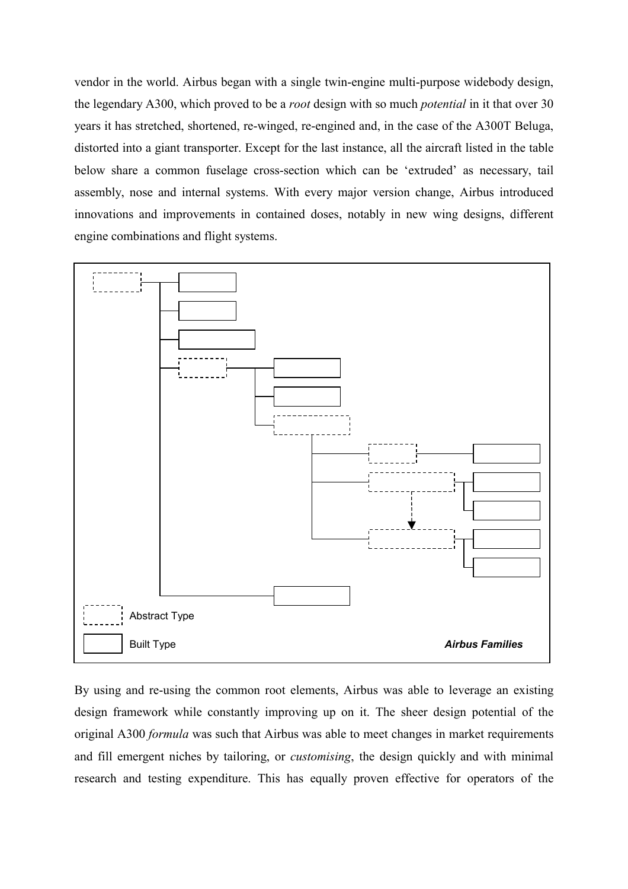vendor in the world. Airbus began with a single twin-engine multi-purpose widebody design, the legendary A300, which proved to be a *root* design with so much *potential* in it that over 30 years it has stretched, shortened, re-winged, re-engined and, in the case of the A300T Beluga, distorted into a giant transporter. Except for the last instance, all the aircraft listed in the table below share a common fuselage cross-section which can be 'extruded' as necessary, tail assembly, nose and internal systems. With every major version change, Airbus introduced innovations and improvements in contained doses, notably in new wing designs, different engine combinations and flight systems.

Abstract Type

Built Type

***Airbus Families***

By using and re-using the common root elements, Airbus was able to leverage an existing design framework while constantly improving up on it. The sheer design potential of the original A300 *formula* was such that Airbus was able to meet changes in market requirements and fill emergent niches by tailoring, or *customising*, the design quickly and with minimal research and testing expenditure. This has equally proven effective for operators of the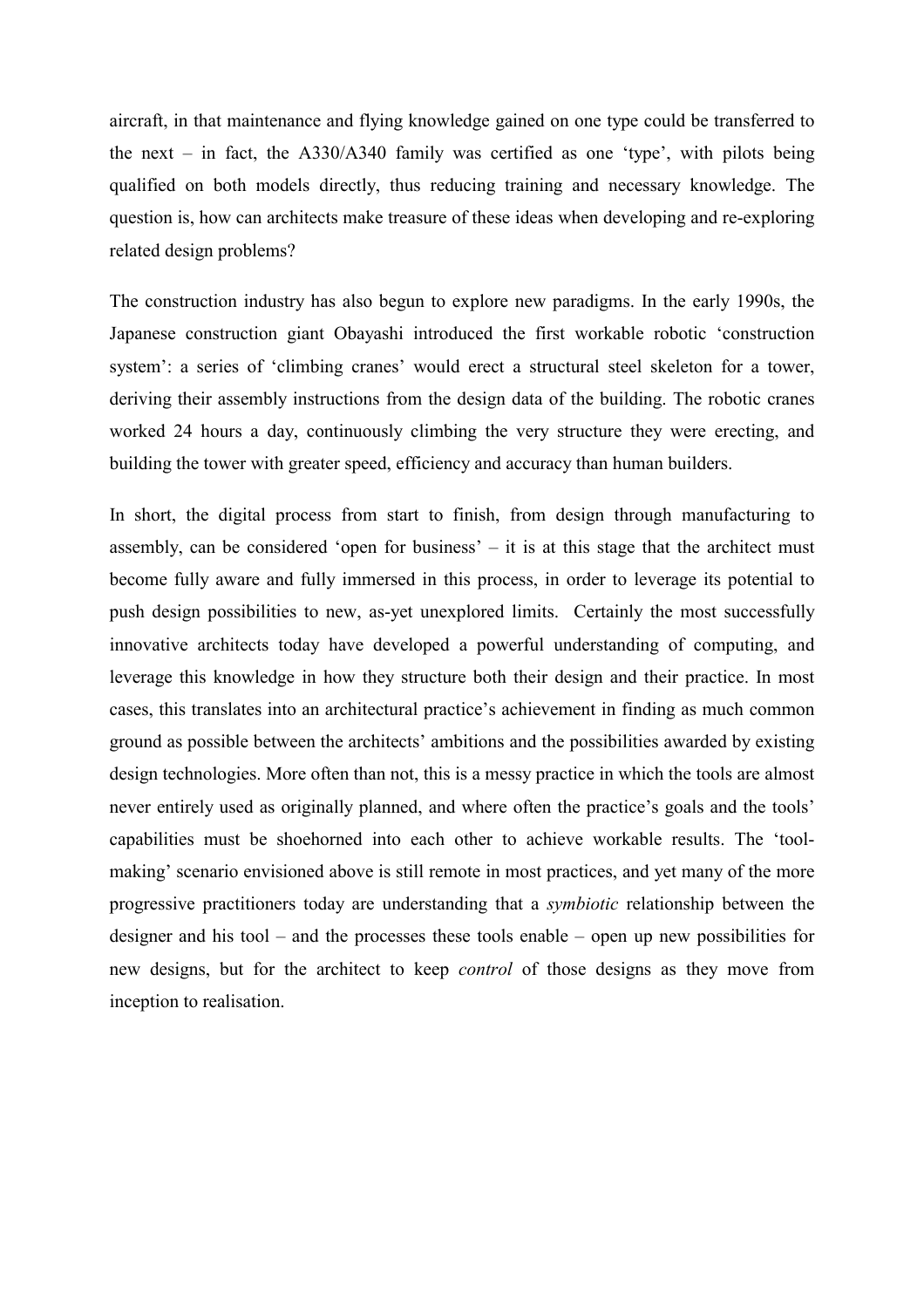aircraft, in that maintenance and flying knowledge gained on one type could be transferred to the next – in fact, the A330/A340 family was certified as one 'type', with pilots being qualified on both models directly, thus reducing training and necessary knowledge. The question is, how can architects make treasure of these ideas when developing and re-exploring related design problems?

The construction industry has also begun to explore new paradigms. In the early 1990s, the Japanese construction giant Obayashi introduced the first workable robotic 'construction system': a series of 'climbing cranes' would erect a structural steel skeleton for a tower, deriving their assembly instructions from the design data of the building. The robotic cranes worked 24 hours a day, continuously climbing the very structure they were erecting, and building the tower with greater speed, efficiency and accuracy than human builders.

In short, the digital process from start to finish, from design through manufacturing to assembly, can be considered 'open for business' – it is at this stage that the architect must become fully aware and fully immersed in this process, in order to leverage its potential to push design possibilities to new, as-yet unexplored limits. Certainly the most successfully innovative architects today have developed a powerful understanding of computing, and leverage this knowledge in how they structure both their design and their practice. In most cases, this translates into an architectural practice's achievement in finding as much common ground as possible between the architects' ambitions and the possibilities awarded by existing design technologies. More often than not, this is a messy practice in which the tools are almost never entirely used as originally planned, and where often the practice's goals and the tools' capabilities must be shoehorned into each other to achieve workable results. The 'tool-making' scenario envisioned above is still remote in most practices, and yet many of the more progressive practitioners today are understanding that a *symbiotic* relationship between the designer and his tool – and the processes these tools enable – open up new possibilities for new designs, but for the architect to keep *control* of those designs as they move from inception to realisation.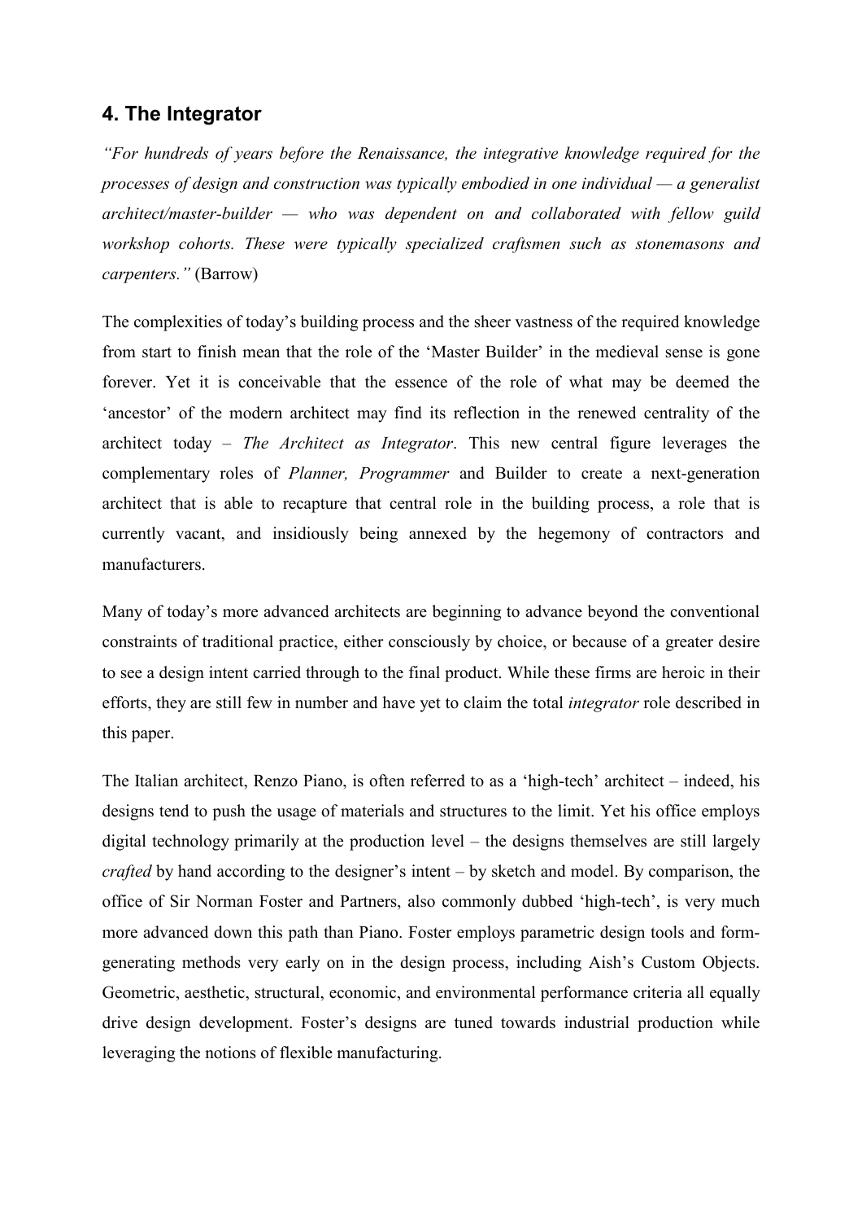## 4. The Integrator

*"For hundreds of years before the Renaissance, the integrative knowledge required for the processes of design and construction was typically embodied in one individual — a generalist architect/master-builder — who was dependent on and collaborated with fellow guild workshop cohorts. These were typically specialized craftsmen such as stonemasons and carpenters."* (Barrow)

The complexities of today's building process and the sheer vastness of the required knowledge from start to finish mean that the role of the 'Master Builder' in the medieval sense is gone forever. Yet it is conceivable that the essence of the role of what may be deemed the 'ancestor' of the modern architect may find its reflection in the renewed centrality of the architect today – *The Architect as Integrator*. This new central figure leverages the complementary roles of *Planner, Programmer* and Builder to create a next-generation architect that is able to recapture that central role in the building process, a role that is currently vacant, and insidiously being annexed by the hegemony of contractors and manufacturers.

Many of today's more advanced architects are beginning to advance beyond the conventional constraints of traditional practice, either consciously by choice, or because of a greater desire to see a design intent carried through to the final product. While these firms are heroic in their efforts, they are still few in number and have yet to claim the total *integrator* role described in this paper.

The Italian architect, Renzo Piano, is often referred to as a 'high-tech' architect – indeed, his designs tend to push the usage of materials and structures to the limit. Yet his office employs digital technology primarily at the production level – the designs themselves are still largely *crafted* by hand according to the designer's intent – by sketch and model. By comparison, the office of Sir Norman Foster and Partners, also commonly dubbed 'high-tech', is very much more advanced down this path than Piano. Foster employs parametric design tools and form-generating methods very early on in the design process, including Aish's Custom Objects. Geometric, aesthetic, structural, economic, and environmental performance criteria all equally drive design development. Foster's designs are tuned towards industrial production while leveraging the notions of flexible manufacturing.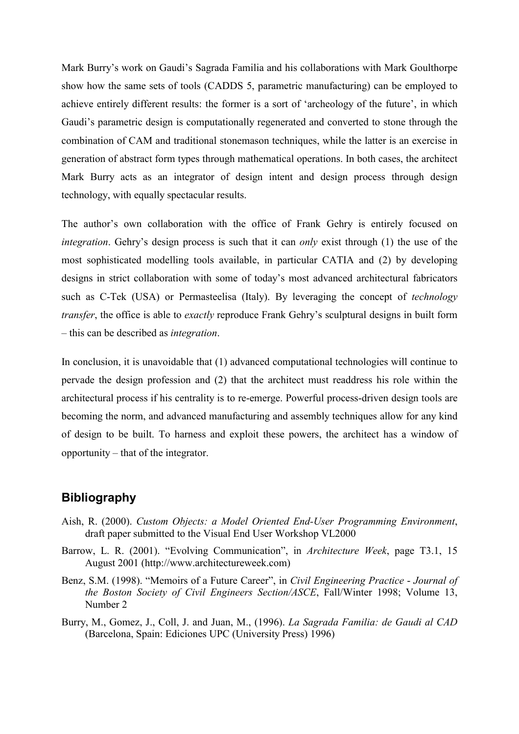Mark Burry's work on Gaudi's Sagrada Familia and his collaborations with Mark Goulthorpe show how the same sets of tools (CADDS 5, parametric manufacturing) can be employed to achieve entirely different results: the former is a sort of 'archeology of the future', in which Gaudi's parametric design is computationally regenerated and converted to stone through the combination of CAM and traditional stonemason techniques, while the latter is an exercise in generation of abstract form types through mathematical operations. In both cases, the architect Mark Burry acts as an integrator of design intent and design process through design technology, with equally spectacular results.

The author's own collaboration with the office of Frank Gehry is entirely focused on *integration*. Gehry's design process is such that it can *only* exist through (1) the use of the most sophisticated modelling tools available, in particular CATIA and (2) by developing designs in strict collaboration with some of today's most advanced architectural fabricators such as C-Tek (USA) or Permasteelisa (Italy). By leveraging the concept of *technology transfer*, the office is able to *exactly* reproduce Frank Gehry's sculptural designs in built form – this can be described as *integration*.

In conclusion, it is unavoidable that (1) advanced computational technologies will continue to pervade the design profession and (2) that the architect must readdress his role within the architectural process if his centrality is to re-emerge. Powerful process-driven design tools are becoming the norm, and advanced manufacturing and assembly techniques allow for any kind of design to be built. To harness and exploit these powers, the architect has a window of opportunity – that of the integrator.

## Bibliography

Aish, R. (2000). *Custom Objects: a Model Oriented End-User Programming Environment*, draft paper submitted to the Visual End User Workshop VL2000

Barrow, L. R. (2001). "Evolving Communication", in *Architecture Week*, page T3.1, 15 August 2001 (http://www.architectureweek.com)

Benz, S.M. (1998). "Memoirs of a Future Career", in *Civil Engineering Practice - Journal of the Boston Society of Civil Engineers Section/ASCE*, Fall/Winter 1998; Volume 13, Number 2

Burry, M., Gomez, J., Coll, J. and Juan, M., (1996). *La Sagrada Familia: de Gaudi al CAD* (Barcelona, Spain: Ediciones UPC (University Press) 1996)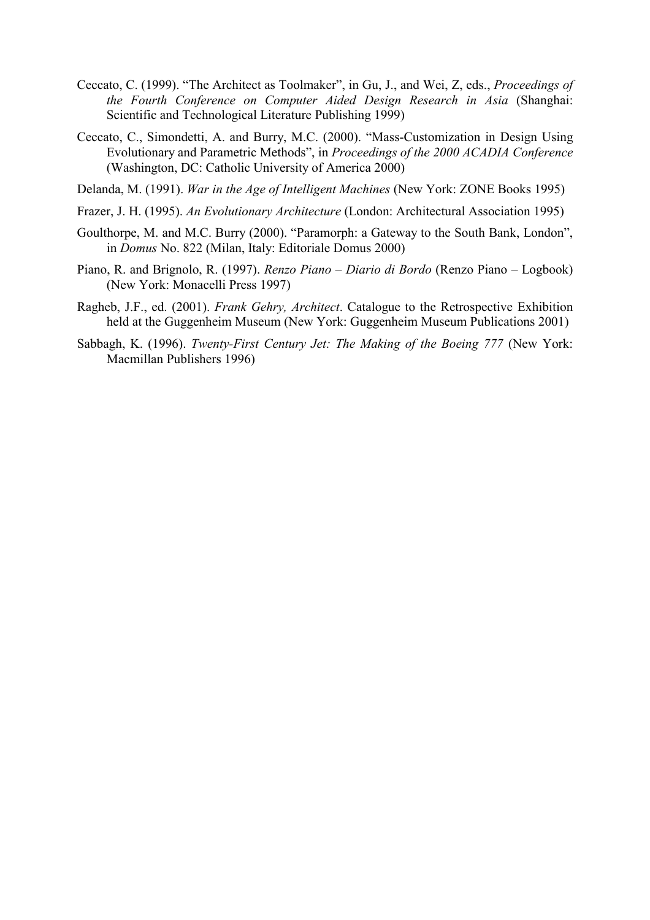Ceccato, C. (1999). "The Architect as Toolmaker", in Gu, J., and Wei, Z, eds., *Proceedings of the Fourth Conference on Computer Aided Design Research in Asia* (Shanghai: Scientific and Technological Literature Publishing 1999)

Ceccato, C., Simondetti, A. and Burry, M.C. (2000). "Mass-Customization in Design Using Evolutionary and Parametric Methods", in *Proceedings of the 2000 ACADIA Conference* (Washington, DC: Catholic University of America 2000)

Delanda, M. (1991). *War in the Age of Intelligent Machines* (New York: ZONE Books 1995)

Frazer, J. H. (1995). *An Evolutionary Architecture* (London: Architectural Association 1995)

Goulthorpe, M. and M.C. Burry (2000). "Paramorph: a Gateway to the South Bank, London", in *Domus* No. 822 (Milan, Italy: Editoriale Domus 2000)

Piano, R. and Brignolo, R. (1997). *Renzo Piano – Diario di Bordo* (Renzo Piano – Logbook) (New York: Monacelli Press 1997)

Ragheb, J.F., ed. (2001). *Frank Gehry, Architect*. Catalogue to the Retrospective Exhibition held at the Guggenheim Museum (New York: Guggenheim Museum Publications 2001)

Sabbagh, K. (1996). *Twenty-First Century Jet: The Making of the Boeing 777* (New York: Macmillan Publishers 1996)